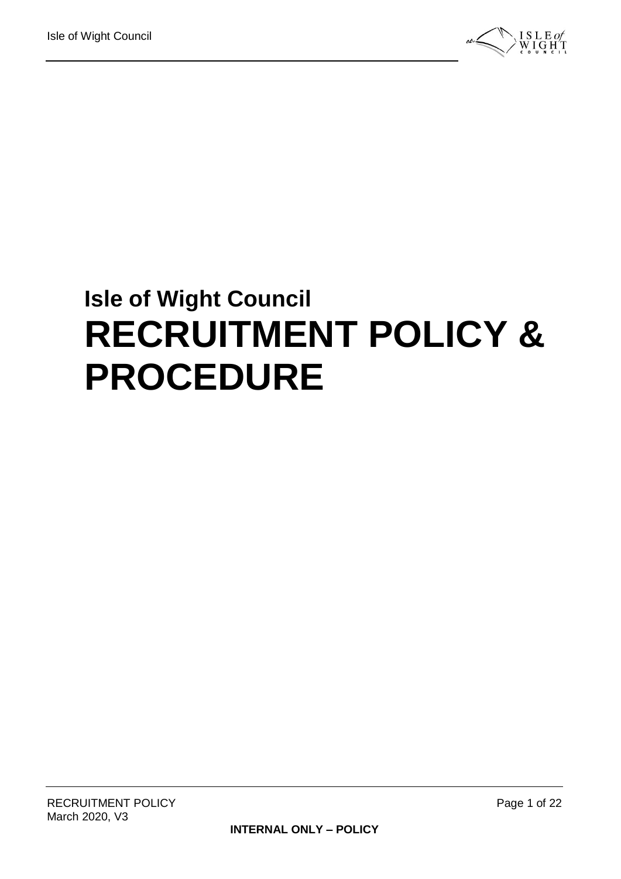# Isle of Wight Council

# RECRUITMENT POLICY & PROCEDURE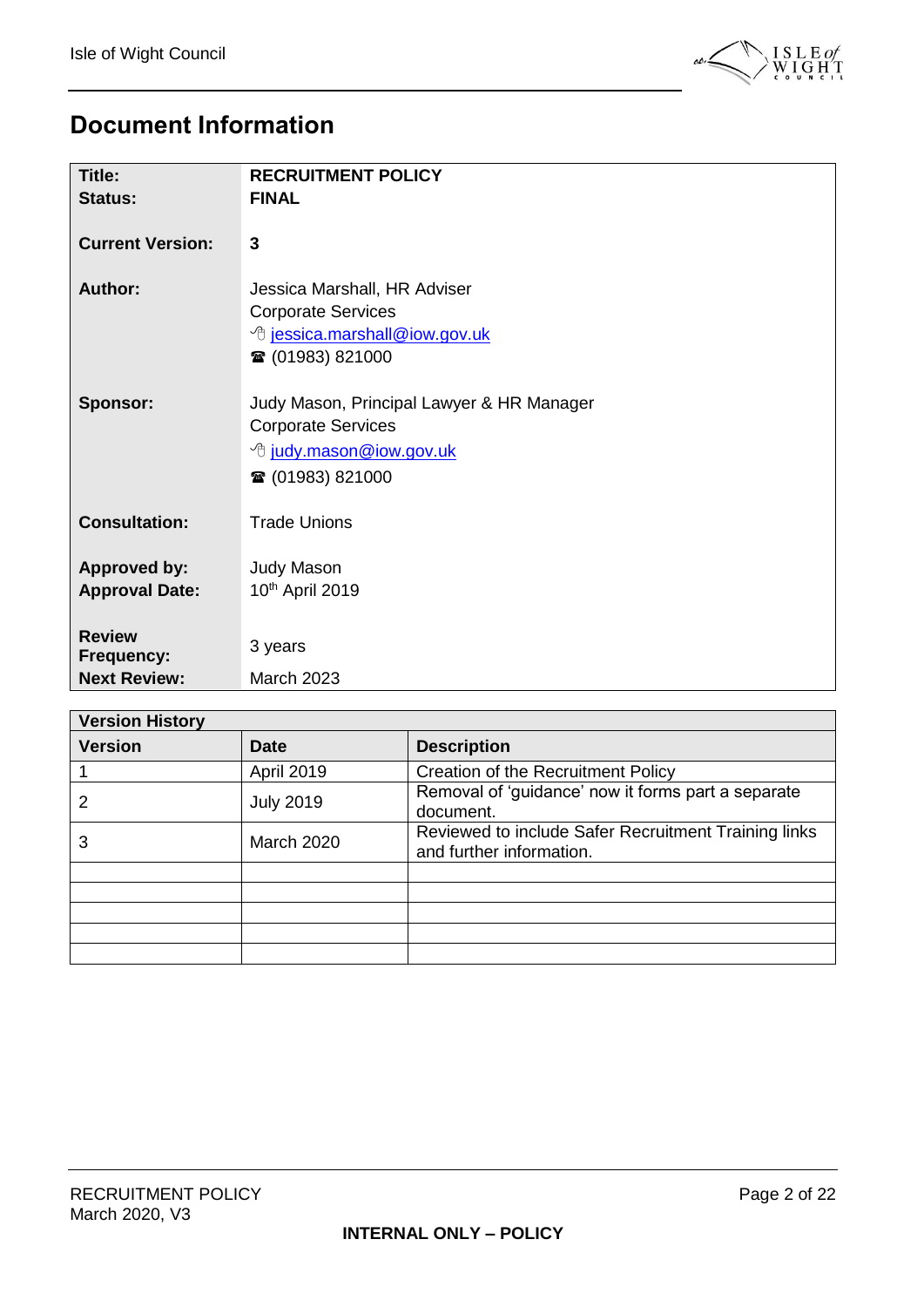# Document Information

| | |
|---|---|
| **Title:** | **RECRUITMENT POLICY** |
| **Status:** | **FINAL** |
| **Current Version:** | **3** |
| **Author:** | Jessica Marshall, HR Adviser<br>Corporate Services<br>🖱 jessica.marshall@iow.gov.uk<br>☎ (01983) 821000 |
| **Sponsor:** | Judy Mason, Principal Lawyer & HR Manager<br>Corporate Services<br>🖱 judy.mason@iow.gov.uk<br>☎ (01983) 821000 |
| **Consultation:** | Trade Unions |
| **Approved by:** | Judy Mason |
| **Approval Date:** | 10th April 2019 |
| **Review Frequency:** | 3 years |
| **Next Review:** | March 2023 |

| **Version History** | | |
|---|---|---|
| **Version** | **Date** | **Description** |
| 1 | April 2019 | Creation of the Recruitment Policy |
| 2 | July 2019 | Removal of 'guidance' now it forms part a separate document. |
| 3 | March 2020 | Reviewed to include Safer Recruitment Training links and further information. |
| | | |
| | | |
| | | |
| | | |
| | | |

**INTERNAL ONLY – POLICY**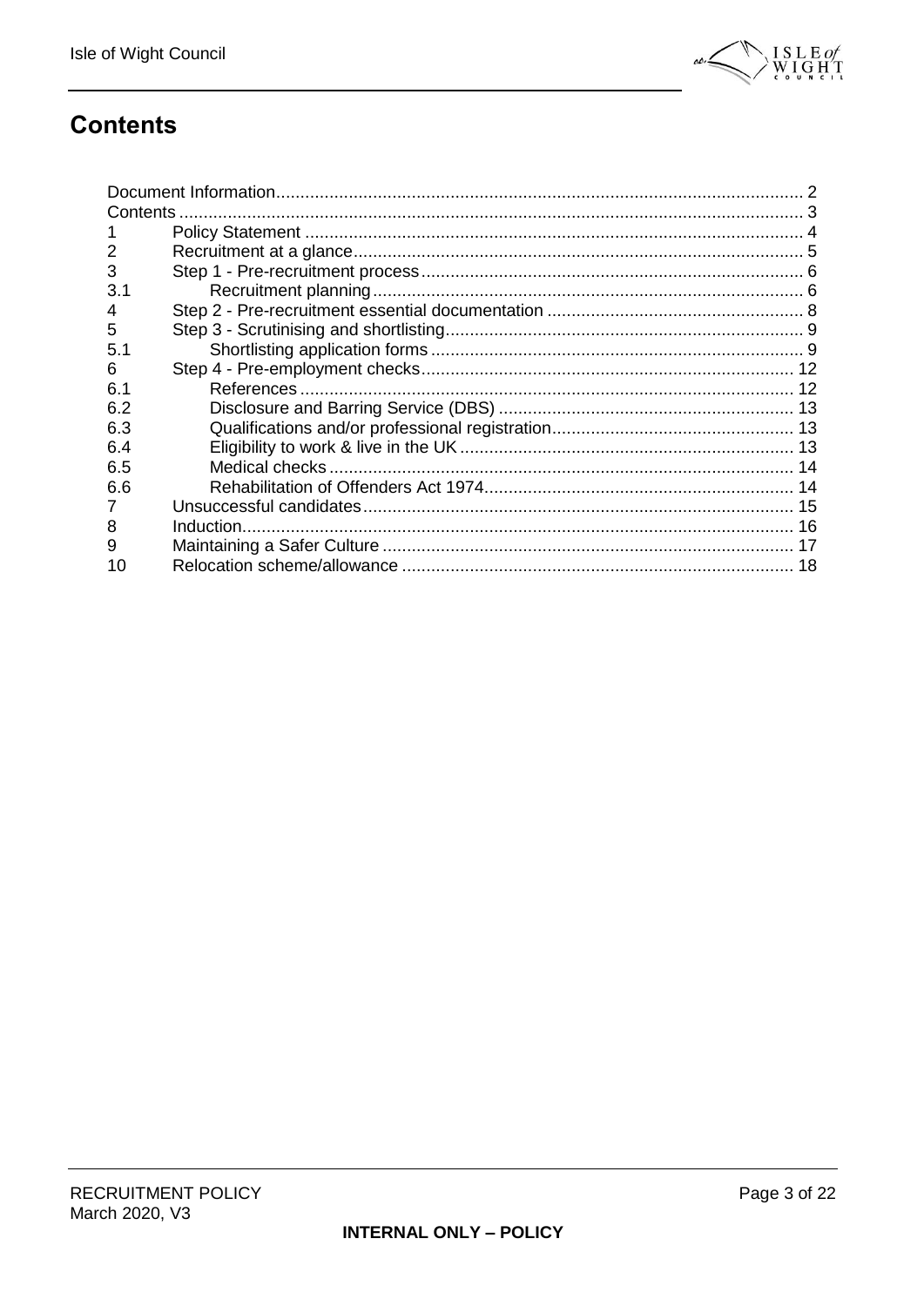# Contents

| | | |
|---|---|---|
| Document Information | | 2 |
| Contents | | 3 |
| 1 | Policy Statement | 4 |
| 2 | Recruitment at a glance | 5 |
| 3 | Step 1 - Pre-recruitment process | 6 |
| 3.1 | Recruitment planning | 6 |
| 4 | Step 2 - Pre-recruitment essential documentation | 8 |
| 5 | Step 3 - Scrutinising and shortlisting | 9 |
| 5.1 | Shortlisting application forms | 9 |
| 6 | Step 4 - Pre-employment checks | 12 |
| 6.1 | References | 12 |
| 6.2 | Disclosure and Barring Service (DBS) | 13 |
| 6.3 | Qualifications and/or professional registration | 13 |
| 6.4 | Eligibility to work & live in the UK | 13 |
| 6.5 | Medical checks | 14 |
| 6.6 | Rehabilitation of Offenders Act 1974 | 14 |
| 7 | Unsuccessful candidates | 15 |
| 8 | Induction | 16 |
| 9 | Maintaining a Safer Culture | 17 |
| 10 | Relocation scheme/allowance | 18 |

INTERNAL ONLY – POLICY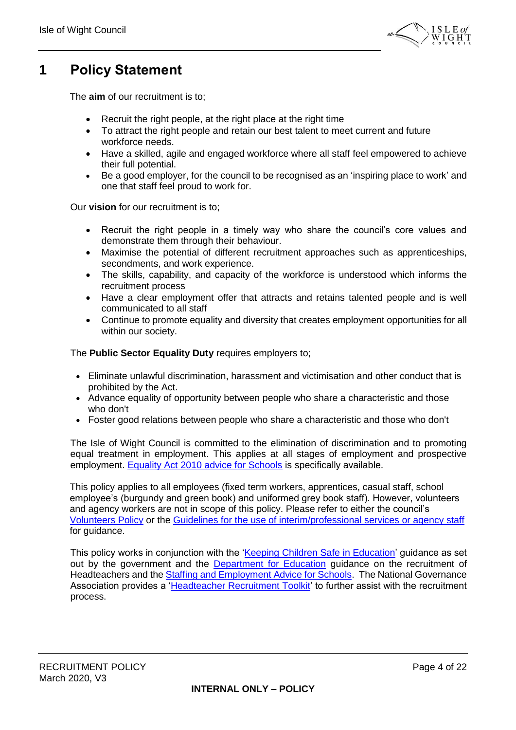# 1 Policy Statement

The **aim** of our recruitment is to;

- Recruit the right people, at the right place at the right time
- To attract the right people and retain our best talent to meet current and future workforce needs.
- Have a skilled, agile and engaged workforce where all staff feel empowered to achieve their full potential.
- Be a good employer, for the council to be recognised as an 'inspiring place to work' and one that staff feel proud to work for.

Our **vision** for our recruitment is to;

- Recruit the right people in a timely way who share the council's core values and demonstrate them through their behaviour.
- Maximise the potential of different recruitment approaches such as apprenticeships, secondments, and work experience.
- The skills, capability, and capacity of the workforce is understood which informs the recruitment process
- Have a clear employment offer that attracts and retains talented people and is well communicated to all staff
- Continue to promote equality and diversity that creates employment opportunities for all within our society.

The **Public Sector Equality Duty** requires employers to;

- Eliminate unlawful discrimination, harassment and victimisation and other conduct that is prohibited by the Act.
- Advance equality of opportunity between people who share a characteristic and those who don't
- Foster good relations between people who share a characteristic and those who don't

The Isle of Wight Council is committed to the elimination of discrimination and to promoting equal treatment in employment. This applies at all stages of employment and prospective employment. Equality Act 2010 advice for Schools is specifically available.

This policy applies to all employees (fixed term workers, apprentices, casual staff, school employee's (burgundy and green book) and uniformed grey book staff). However, volunteers and agency workers are not in scope of this policy. Please refer to either the council's Volunteers Policy or the Guidelines for the use of interim/professional services or agency staff for guidance.

This policy works in conjunction with the 'Keeping Children Safe in Education' guidance as set out by the government and the Department for Education guidance on the recruitment of Headteachers and the Staffing and Employment Advice for Schools. The National Governance Association provides a 'Headteacher Recruitment Toolkit' to further assist with the recruitment process.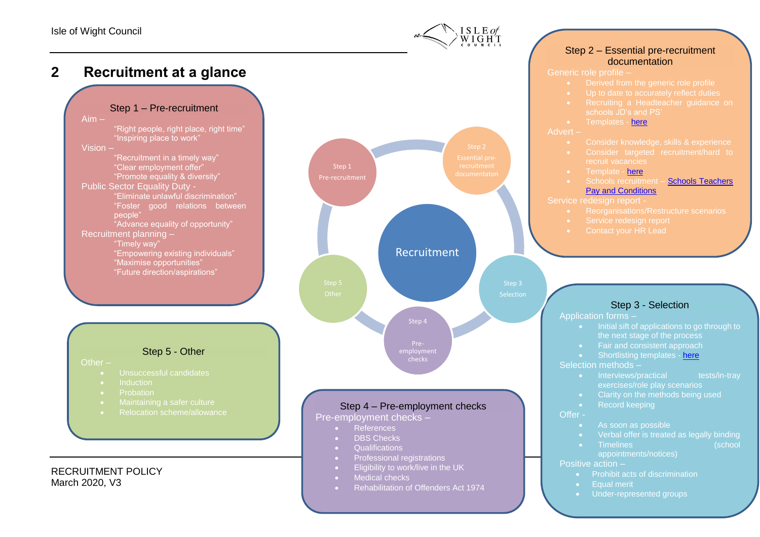## 2 Recruitment at a glance

### Step 1 – Pre-recruitment

Aim –

"Right people, right place, right time"
"Inspiring place to work"

Vision –

"Recruitment in a timely way"
"Clear employment offer"
"Promote equality & diversity"

Public Sector Equality Duty -

"Eliminate unlawful discrimination"
"Foster good relations between people"
"Advance equality of opportunity"

Recruitment planning –

"Timely way"
"Empowering existing individuals"
"Maximise opportunities"
"Future direction/aspirations"

### Step 2 – Essential pre-recruitment documentation

Generic role profile –

- Derived from the generic role profile
- Up to date to accurately reflect duties
- Recruiting a Headteacher guidance on schools JD's and PS'
- Templates - here

Advert –

- Consider knowledge, skills & experience
- Consider targeted recruitment/hard to recruit vacancies
- Template - here
- Schools recruitment – Schools Teachers Pay and Conditions

Service redesign report -

- Reorganisations/Restructure scenarios
- Service redesign report
- Contact your HR Lead

### Step 3 - Selection

Application forms –

- Initial sift of applications to go through to the next stage of the process
- Fair and consistent approach
- Shortlisting templates - here

Selection methods –

- Interviews/practical tests/in-tray exercises/role play scenarios
- Clarity on the methods being used
- Record keeping

Offer -

- As soon as possible
- Verbal offer is treated as legally binding
- Timelines (school appointments/notices)

Positive action –

- Prohibit acts of discrimination
- Equal merit
- Under-represented groups

### Step 4 – Pre-employment checks

Pre-employment checks –

- References
- DBS Checks
- Qualifications
- Professional registrations
- Eligibility to work/live in the UK
- Medical checks
- Rehabilitation of Offenders Act 1974

### Step 5 - Other

Other –

- Unsuccessful candidates
- Induction
- Probation
- Maintaining a safer culture
- Relocation scheme/allowance

Recruitment: Step 1 Pre-recruitment; Step 2 Essential pre-recruitment documentaton; Step 3 Selection; Step 4 Pre-employment checks; Step 5 Other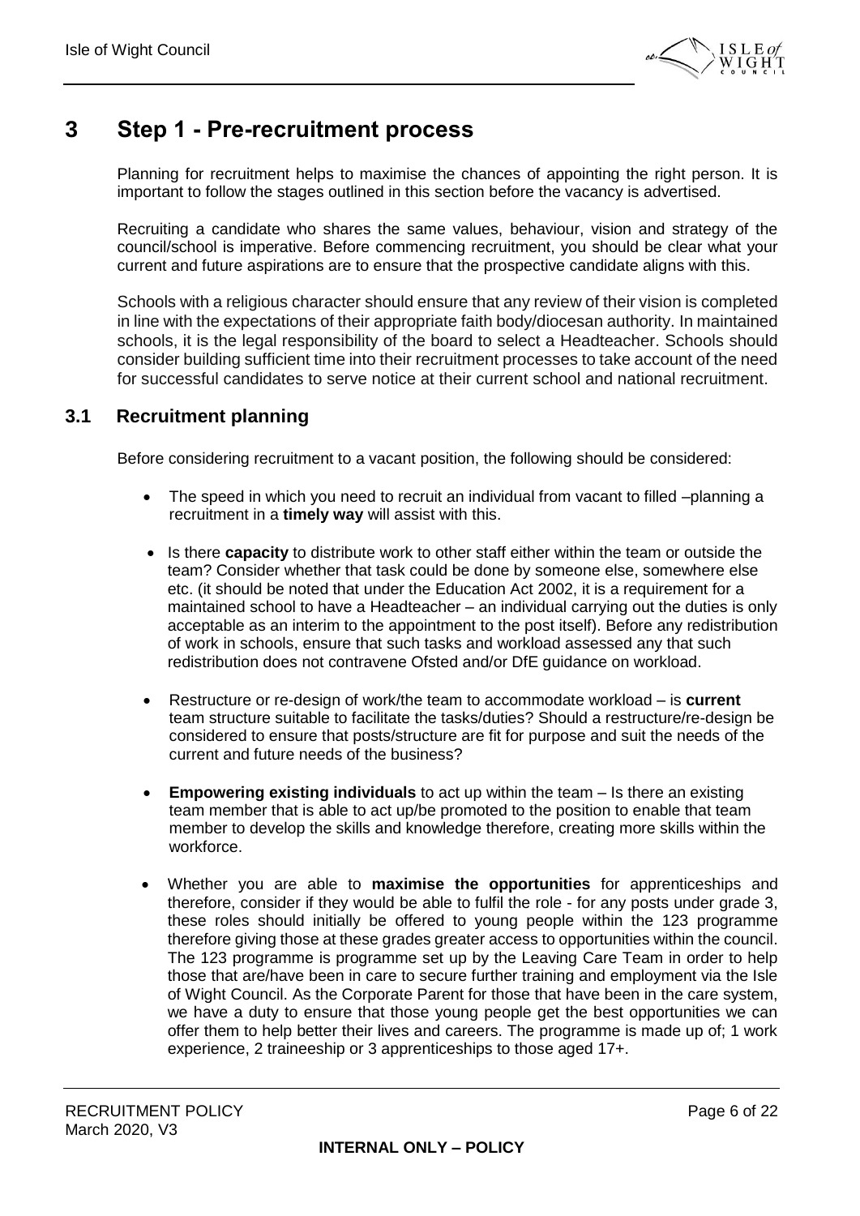# 3 Step 1 - Pre-recruitment process

Planning for recruitment helps to maximise the chances of appointing the right person. It is important to follow the stages outlined in this section before the vacancy is advertised.

Recruiting a candidate who shares the same values, behaviour, vision and strategy of the council/school is imperative. Before commencing recruitment, you should be clear what your current and future aspirations are to ensure that the prospective candidate aligns with this.

Schools with a religious character should ensure that any review of their vision is completed in line with the expectations of their appropriate faith body/diocesan authority. In maintained schools, it is the legal responsibility of the board to select a Headteacher. Schools should consider building sufficient time into their recruitment processes to take account of the need for successful candidates to serve notice at their current school and national recruitment.

## 3.1 Recruitment planning

Before considering recruitment to a vacant position, the following should be considered:

- The speed in which you need to recruit an individual from vacant to filled –planning a recruitment in a **timely way** will assist with this.
- Is there **capacity** to distribute work to other staff either within the team or outside the team? Consider whether that task could be done by someone else, somewhere else etc. (it should be noted that under the Education Act 2002, it is a requirement for a maintained school to have a Headteacher – an individual carrying out the duties is only acceptable as an interim to the appointment to the post itself). Before any redistribution of work in schools, ensure that such tasks and workload assessed any that such redistribution does not contravene Ofsted and/or DfE guidance on workload.
- Restructure or re-design of work/the team to accommodate workload – is **current** team structure suitable to facilitate the tasks/duties? Should a restructure/re-design be considered to ensure that posts/structure are fit for purpose and suit the needs of the current and future needs of the business?
- **Empowering existing individuals** to act up within the team – Is there an existing team member that is able to act up/be promoted to the position to enable that team member to develop the skills and knowledge therefore, creating more skills within the workforce.
- Whether you are able to **maximise the opportunities** for apprenticeships and therefore, consider if they would be able to fulfil the role - for any posts under grade 3, these roles should initially be offered to young people within the 123 programme therefore giving those at these grades greater access to opportunities within the council. The 123 programme is programme set up by the Leaving Care Team in order to help those that are/have been in care to secure further training and employment via the Isle of Wight Council. As the Corporate Parent for those that have been in the care system, we have a duty to ensure that those young people get the best opportunities we can offer them to help better their lives and careers. The programme is made up of; 1 work experience, 2 traineeship or 3 apprenticeships to those aged 17+.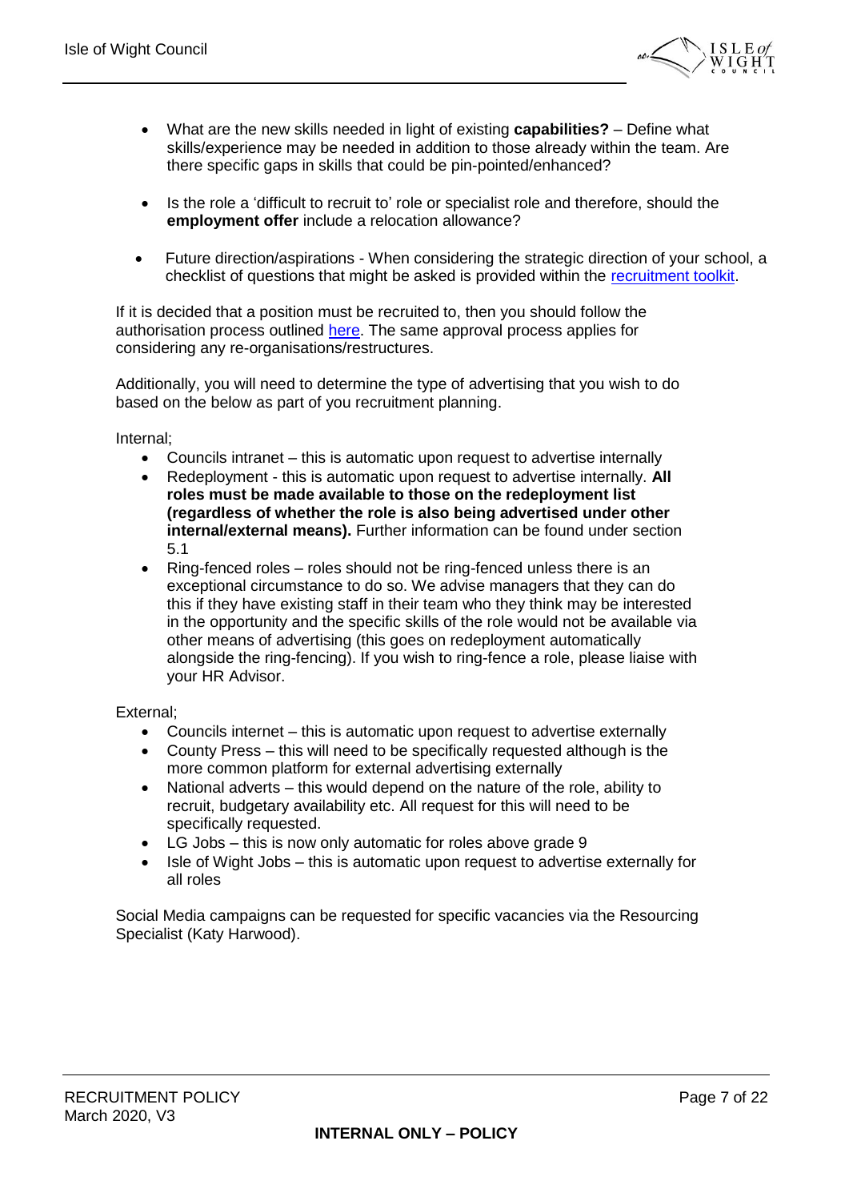- What are the new skills needed in light of existing **capabilities?** – Define what skills/experience may be needed in addition to those already within the team. Are there specific gaps in skills that could be pin-pointed/enhanced?

- Is the role a 'difficult to recruit to' role or specialist role and therefore, should the **employment offer** include a relocation allowance?

- Future direction/aspirations - When considering the strategic direction of your school, a checklist of questions that might be asked is provided within the recruitment toolkit.

If it is decided that a position must be recruited to, then you should follow the authorisation process outlined here. The same approval process applies for considering any re-organisations/restructures.

Additionally, you will need to determine the type of advertising that you wish to do based on the below as part of you recruitment planning.

Internal;

- Councils intranet – this is automatic upon request to advertise internally
- Redeployment - this is automatic upon request to advertise internally. **All roles must be made available to those on the redeployment list (regardless of whether the role is also being advertised under other internal/external means).** Further information can be found under section 5.1
- Ring-fenced roles – roles should not be ring-fenced unless there is an exceptional circumstance to do so. We advise managers that they can do this if they have existing staff in their team who they think may be interested in the opportunity and the specific skills of the role would not be available via other means of advertising (this goes on redeployment automatically alongside the ring-fencing). If you wish to ring-fence a role, please liaise with your HR Advisor.

External;

- Councils internet – this is automatic upon request to advertise externally
- County Press – this will need to be specifically requested although is the more common platform for external advertising externally
- National adverts – this would depend on the nature of the role, ability to recruit, budgetary availability etc. All request for this will need to be specifically requested.
- LG Jobs – this is now only automatic for roles above grade 9
- Isle of Wight Jobs – this is automatic upon request to advertise externally for all roles

Social Media campaigns can be requested for specific vacancies via the Resourcing Specialist (Katy Harwood).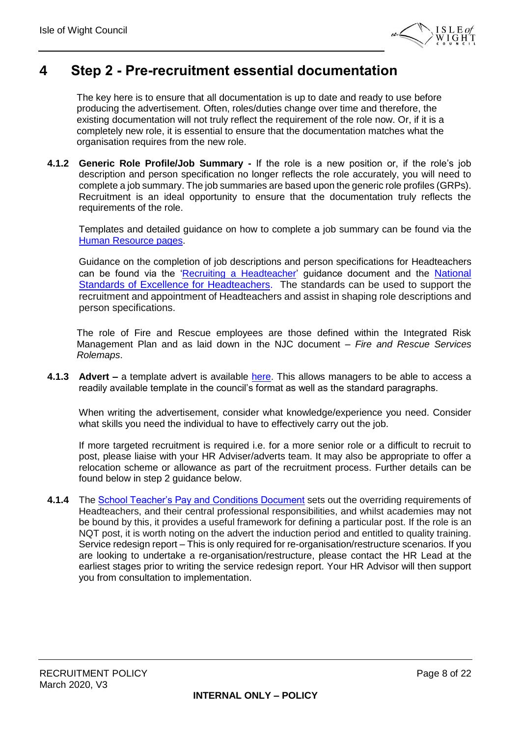# 4 Step 2 - Pre-recruitment essential documentation

The key here is to ensure that all documentation is up to date and ready to use before producing the advertisement. Often, roles/duties change over time and therefore, the existing documentation will not truly reflect the requirement of the role now. Or, if it is a completely new role, it is essential to ensure that the documentation matches what the organisation requires from the new role.

**4.1.2 Generic Role Profile/Job Summary -** If the role is a new position or, if the role's job description and person specification no longer reflects the role accurately, you will need to complete a job summary. The job summaries are based upon the generic role profiles (GRPs). Recruitment is an ideal opportunity to ensure that the documentation truly reflects the requirements of the role.

Templates and detailed guidance on how to complete a job summary can be found via the Human Resource pages.

Guidance on the completion of job descriptions and person specifications for Headteachers can be found via the 'Recruiting a Headteacher' guidance document and the National Standards of Excellence for Headteachers. The standards can be used to support the recruitment and appointment of Headteachers and assist in shaping role descriptions and person specifications.

The role of Fire and Rescue employees are those defined within the Integrated Risk Management Plan and as laid down in the NJC document – *Fire and Rescue Services Rolemaps*.

**4.1.3 Advert –** a template advert is available here. This allows managers to be able to access a readily available template in the council's format as well as the standard paragraphs.

When writing the advertisement, consider what knowledge/experience you need. Consider what skills you need the individual to have to effectively carry out the job.

If more targeted recruitment is required i.e. for a more senior role or a difficult to recruit to post, please liaise with your HR Adviser/adverts team. It may also be appropriate to offer a relocation scheme or allowance as part of the recruitment process. Further details can be found below in step 2 guidance below.

**4.1.4** The School Teacher's Pay and Conditions Document sets out the overriding requirements of Headteachers, and their central professional responsibilities, and whilst academies may not be bound by this, it provides a useful framework for defining a particular post. If the role is an NQT post, it is worth noting on the advert the induction period and entitled to quality training. Service redesign report – This is only required for re-organisation/restructure scenarios. If you are looking to undertake a re-organisation/restructure, please contact the HR Lead at the earliest stages prior to writing the service redesign report. Your HR Advisor will then support you from consultation to implementation.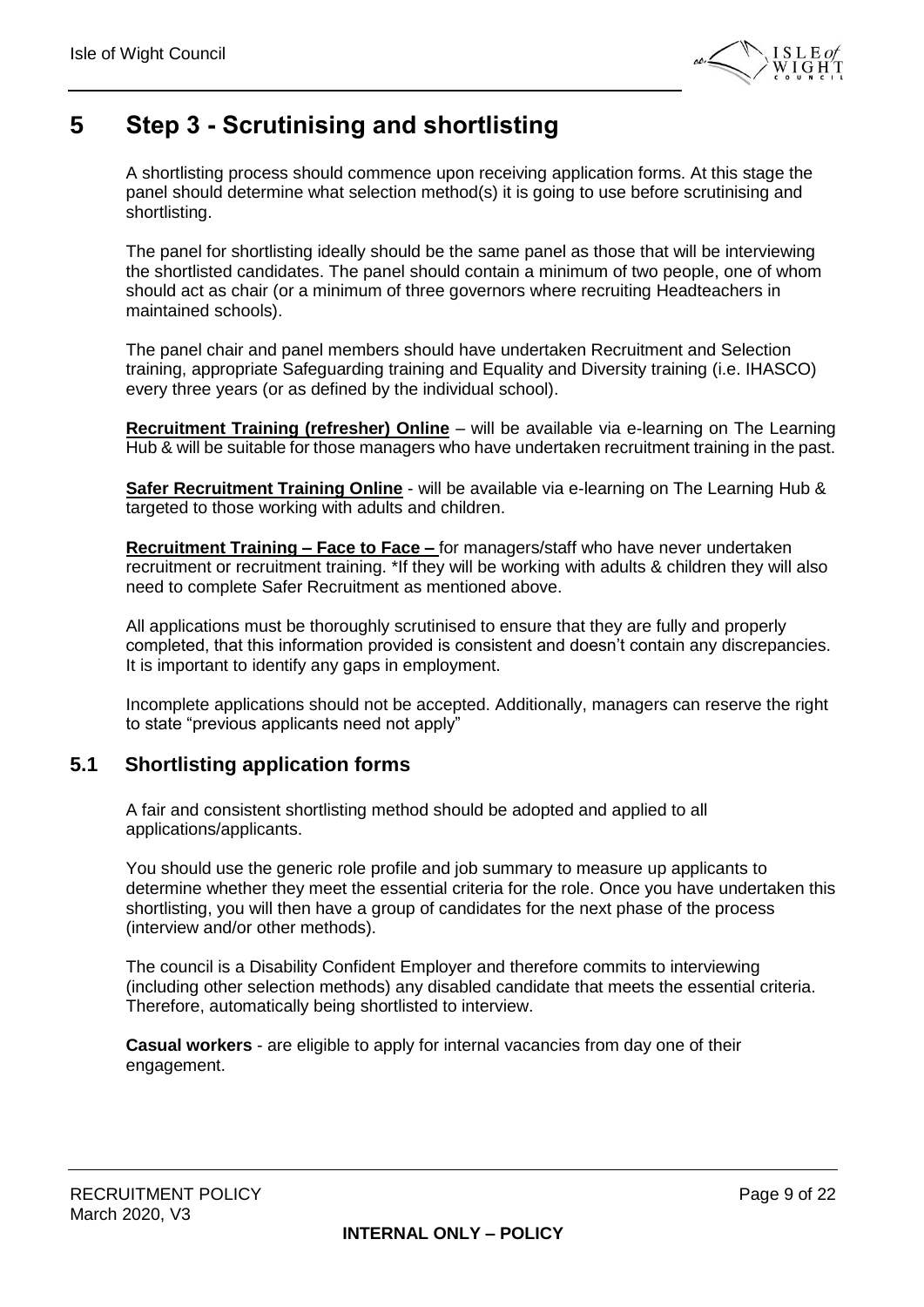# 5 Step 3 - Scrutinising and shortlisting

A shortlisting process should commence upon receiving application forms. At this stage the panel should determine what selection method(s) it is going to use before scrutinising and shortlisting.

The panel for shortlisting ideally should be the same panel as those that will be interviewing the shortlisted candidates. The panel should contain a minimum of two people, one of whom should act as chair (or a minimum of three governors where recruiting Headteachers in maintained schools).

The panel chair and panel members should have undertaken Recruitment and Selection training, appropriate Safeguarding training and Equality and Diversity training (i.e. IHASCO) every three years (or as defined by the individual school).

**Recruitment Training (refresher) Online** – will be available via e-learning on The Learning Hub & will be suitable for those managers who have undertaken recruitment training in the past.

**Safer Recruitment Training Online** - will be available via e-learning on The Learning Hub & targeted to those working with adults and children.

**Recruitment Training – Face to Face –** for managers/staff who have never undertaken recruitment or recruitment training. *If they will be working with adults & children they will also need to complete Safer Recruitment as mentioned above.

All applications must be thoroughly scrutinised to ensure that they are fully and properly completed, that this information provided is consistent and doesn't contain any discrepancies. It is important to identify any gaps in employment.

Incomplete applications should not be accepted. Additionally, managers can reserve the right to state "previous applicants need not apply"

## 5.1 Shortlisting application forms

A fair and consistent shortlisting method should be adopted and applied to all applications/applicants.

You should use the generic role profile and job summary to measure up applicants to determine whether they meet the essential criteria for the role. Once you have undertaken this shortlisting, you will then have a group of candidates for the next phase of the process (interview and/or other methods).

The council is a Disability Confident Employer and therefore commits to interviewing (including other selection methods) any disabled candidate that meets the essential criteria. Therefore, automatically being shortlisted to interview.

**Casual workers** - are eligible to apply for internal vacancies from day one of their engagement.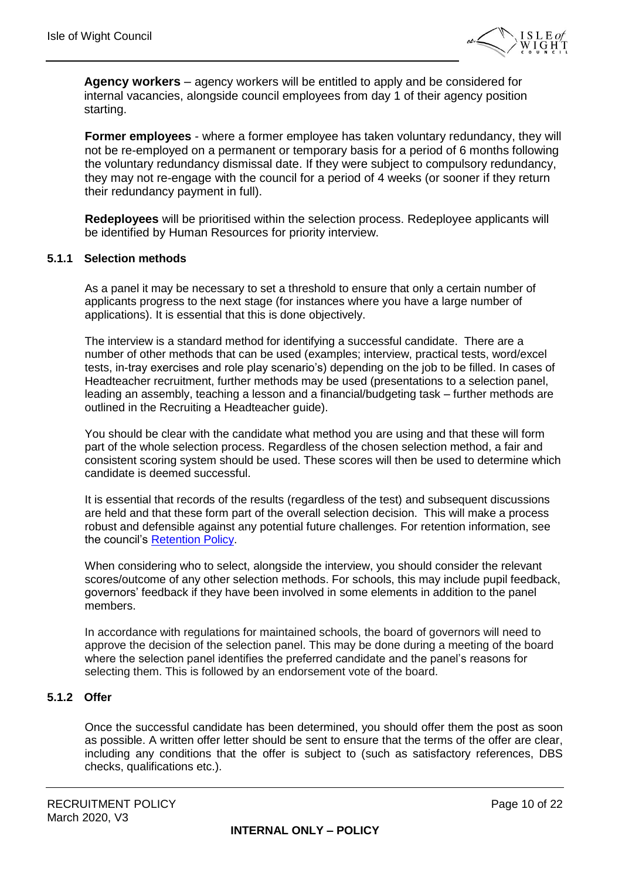**Agency workers** – agency workers will be entitled to apply and be considered for internal vacancies, alongside council employees from day 1 of their agency position starting.

**Former employees** - where a former employee has taken voluntary redundancy, they will not be re-employed on a permanent or temporary basis for a period of 6 months following the voluntary redundancy dismissal date. If they were subject to compulsory redundancy, they may not re-engage with the council for a period of 4 weeks (or sooner if they return their redundancy payment in full).

**Redeployees** will be prioritised within the selection process. Redeployee applicants will be identified by Human Resources for priority interview.

### 5.1.1 Selection methods

As a panel it may be necessary to set a threshold to ensure that only a certain number of applicants progress to the next stage (for instances where you have a large number of applications). It is essential that this is done objectively.

The interview is a standard method for identifying a successful candidate. There are a number of other methods that can be used (examples; interview, practical tests, word/excel tests, in-tray exercises and role play scenario's) depending on the job to be filled. In cases of Headteacher recruitment, further methods may be used (presentations to a selection panel, leading an assembly, teaching a lesson and a financial/budgeting task – further methods are outlined in the Recruiting a Headteacher guide).

You should be clear with the candidate what method you are using and that these will form part of the whole selection process. Regardless of the chosen selection method, a fair and consistent scoring system should be used. These scores will then be used to determine which candidate is deemed successful.

It is essential that records of the results (regardless of the test) and subsequent discussions are held and that these form part of the overall selection decision. This will make a process robust and defensible against any potential future challenges. For retention information, see the council's Retention Policy.

When considering who to select, alongside the interview, you should consider the relevant scores/outcome of any other selection methods. For schools, this may include pupil feedback, governors' feedback if they have been involved in some elements in addition to the panel members.

In accordance with regulations for maintained schools, the board of governors will need to approve the decision of the selection panel. This may be done during a meeting of the board where the selection panel identifies the preferred candidate and the panel's reasons for selecting them. This is followed by an endorsement vote of the board.

### 5.1.2 Offer

Once the successful candidate has been determined, you should offer them the post as soon as possible. A written offer letter should be sent to ensure that the terms of the offer are clear, including any conditions that the offer is subject to (such as satisfactory references, DBS checks, qualifications etc.).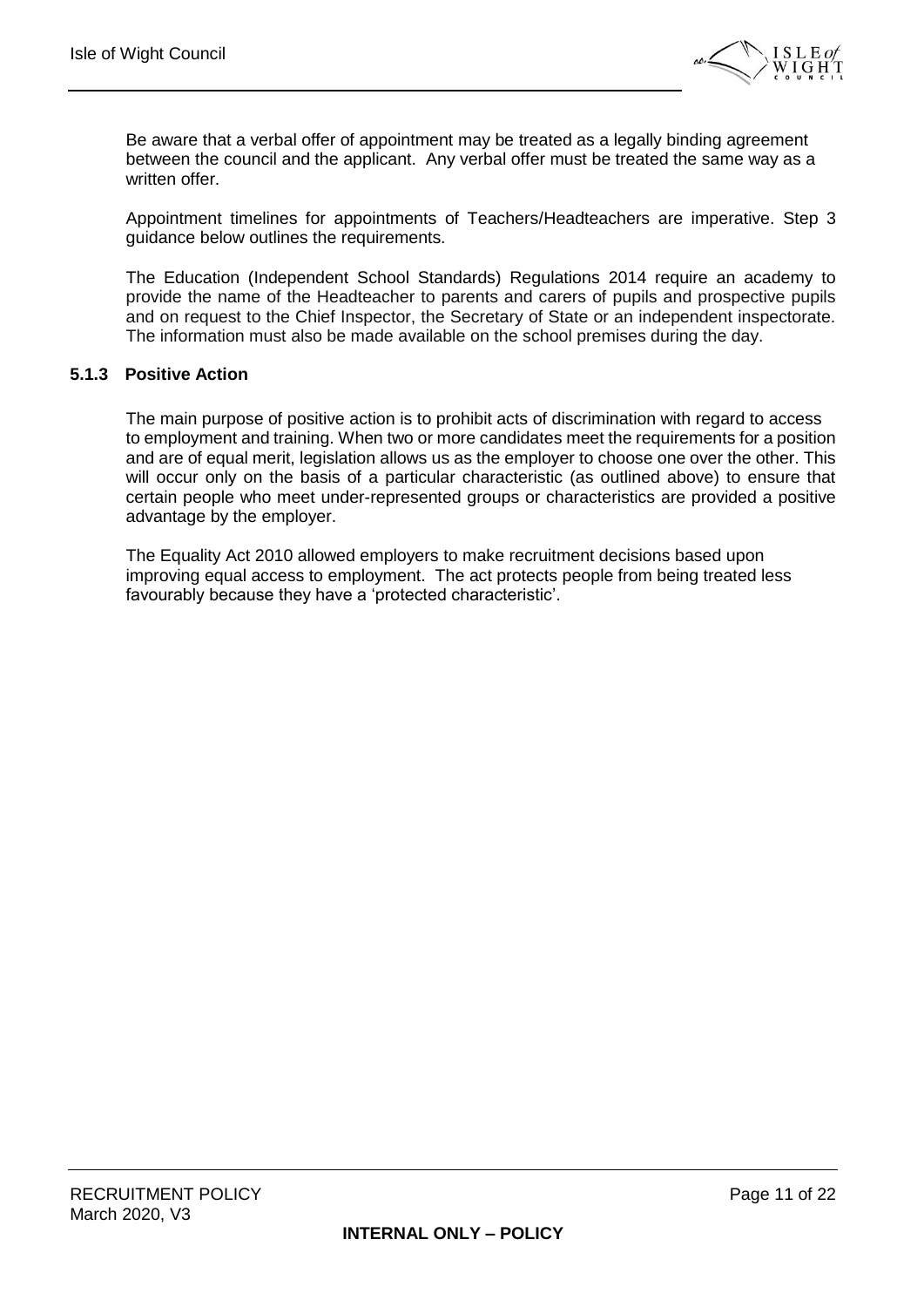Be aware that a verbal offer of appointment may be treated as a legally binding agreement between the council and the applicant. Any verbal offer must be treated the same way as a written offer.

Appointment timelines for appointments of Teachers/Headteachers are imperative. Step 3 guidance below outlines the requirements.

The Education (Independent School Standards) Regulations 2014 require an academy to provide the name of the Headteacher to parents and carers of pupils and prospective pupils and on request to the Chief Inspector, the Secretary of State or an independent inspectorate. The information must also be made available on the school premises during the day.

### 5.1.3 Positive Action

The main purpose of positive action is to prohibit acts of discrimination with regard to access to employment and training. When two or more candidates meet the requirements for a position and are of equal merit, legislation allows us as the employer to choose one over the other. This will occur only on the basis of a particular characteristic (as outlined above) to ensure that certain people who meet under-represented groups or characteristics are provided a positive advantage by the employer.

The Equality Act 2010 allowed employers to make recruitment decisions based upon improving equal access to employment. The act protects people from being treated less favourably because they have a 'protected characteristic'.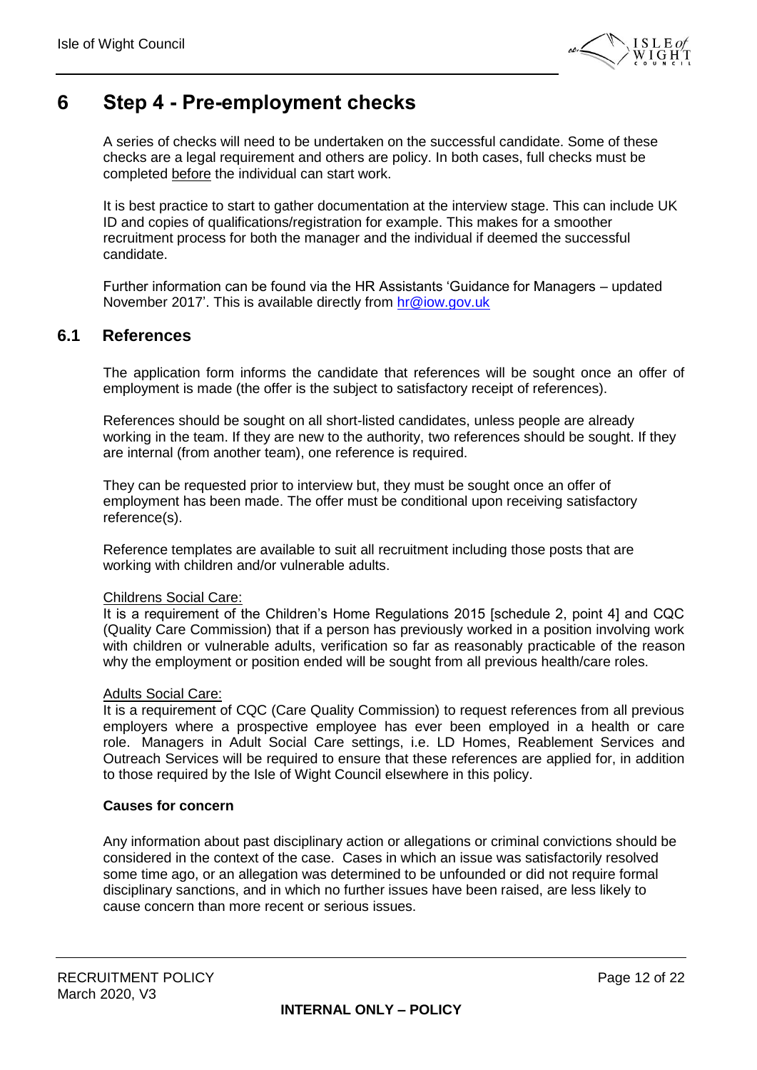# 6 Step 4 - Pre-employment checks

A series of checks will need to be undertaken on the successful candidate. Some of these checks are a legal requirement and others are policy. In both cases, full checks must be completed before the individual can start work.

It is best practice to start to gather documentation at the interview stage. This can include UK ID and copies of qualifications/registration for example. This makes for a smoother recruitment process for both the manager and the individual if deemed the successful candidate.

Further information can be found via the HR Assistants 'Guidance for Managers – updated November 2017'. This is available directly from hr@iow.gov.uk

## 6.1 References

The application form informs the candidate that references will be sought once an offer of employment is made (the offer is the subject to satisfactory receipt of references).

References should be sought on all short-listed candidates, unless people are already working in the team. If they are new to the authority, two references should be sought. If they are internal (from another team), one reference is required.

They can be requested prior to interview but, they must be sought once an offer of employment has been made. The offer must be conditional upon receiving satisfactory reference(s).

Reference templates are available to suit all recruitment including those posts that are working with children and/or vulnerable adults.

Childrens Social Care:
It is a requirement of the Children's Home Regulations 2015 [schedule 2, point 4] and CQC (Quality Care Commission) that if a person has previously worked in a position involving work with children or vulnerable adults, verification so far as reasonably practicable of the reason why the employment or position ended will be sought from all previous health/care roles.

Adults Social Care:
It is a requirement of CQC (Care Quality Commission) to request references from all previous employers where a prospective employee has ever been employed in a health or care role. Managers in Adult Social Care settings, i.e. LD Homes, Reablement Services and Outreach Services will be required to ensure that these references are applied for, in addition to those required by the Isle of Wight Council elsewhere in this policy.

**Causes for concern**

Any information about past disciplinary action or allegations or criminal convictions should be considered in the context of the case. Cases in which an issue was satisfactorily resolved some time ago, or an allegation was determined to be unfounded or did not require formal disciplinary sanctions, and in which no further issues have been raised, are less likely to cause concern than more recent or serious issues.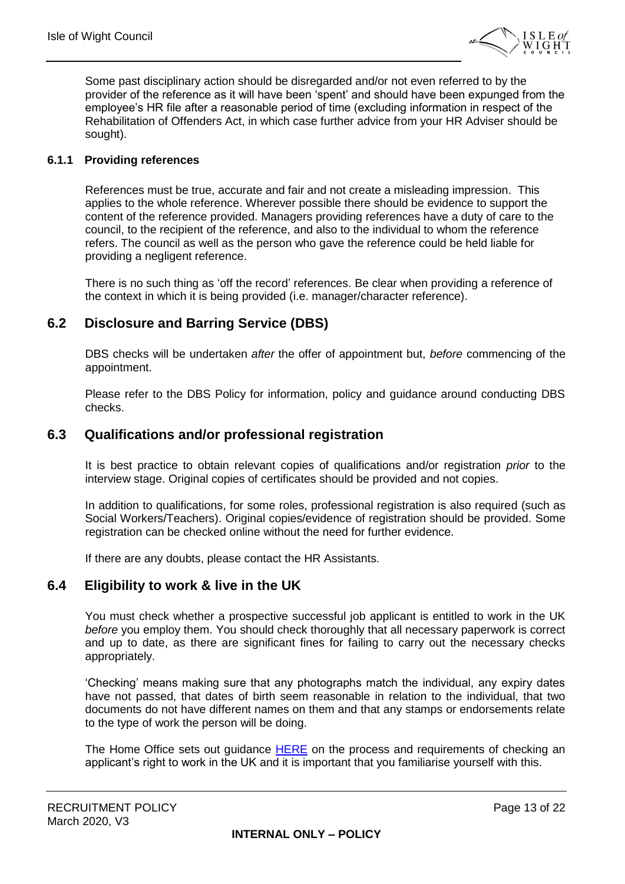Some past disciplinary action should be disregarded and/or not even referred to by the provider of the reference as it will have been 'spent' and should have been expunged from the employee's HR file after a reasonable period of time (excluding information in respect of the Rehabilitation of Offenders Act, in which case further advice from your HR Adviser should be sought).

#### 6.1.1 Providing references

References must be true, accurate and fair and not create a misleading impression. This applies to the whole reference. Wherever possible there should be evidence to support the content of the reference provided. Managers providing references have a duty of care to the council, to the recipient of the reference, and also to the individual to whom the reference refers. The council as well as the person who gave the reference could be held liable for providing a negligent reference.

There is no such thing as 'off the record' references. Be clear when providing a reference of the context in which it is being provided (i.e. manager/character reference).

### 6.2 Disclosure and Barring Service (DBS)

DBS checks will be undertaken *after* the offer of appointment but, *before* commencing of the appointment.

Please refer to the DBS Policy for information, policy and guidance around conducting DBS checks.

### 6.3 Qualifications and/or professional registration

It is best practice to obtain relevant copies of qualifications and/or registration *prior* to the interview stage. Original copies of certificates should be provided and not copies.

In addition to qualifications, for some roles, professional registration is also required (such as Social Workers/Teachers). Original copies/evidence of registration should be provided. Some registration can be checked online without the need for further evidence.

If there are any doubts, please contact the HR Assistants.

### 6.4 Eligibility to work & live in the UK

You must check whether a prospective successful job applicant is entitled to work in the UK *before* you employ them. You should check thoroughly that all necessary paperwork is correct and up to date, as there are significant fines for failing to carry out the necessary checks appropriately.

'Checking' means making sure that any photographs match the individual, any expiry dates have not passed, that dates of birth seem reasonable in relation to the individual, that two documents do not have different names on them and that any stamps or endorsements relate to the type of work the person will be doing.

The Home Office sets out guidance [HERE] on the process and requirements of checking an applicant's right to work in the UK and it is important that you familiarise yourself with this.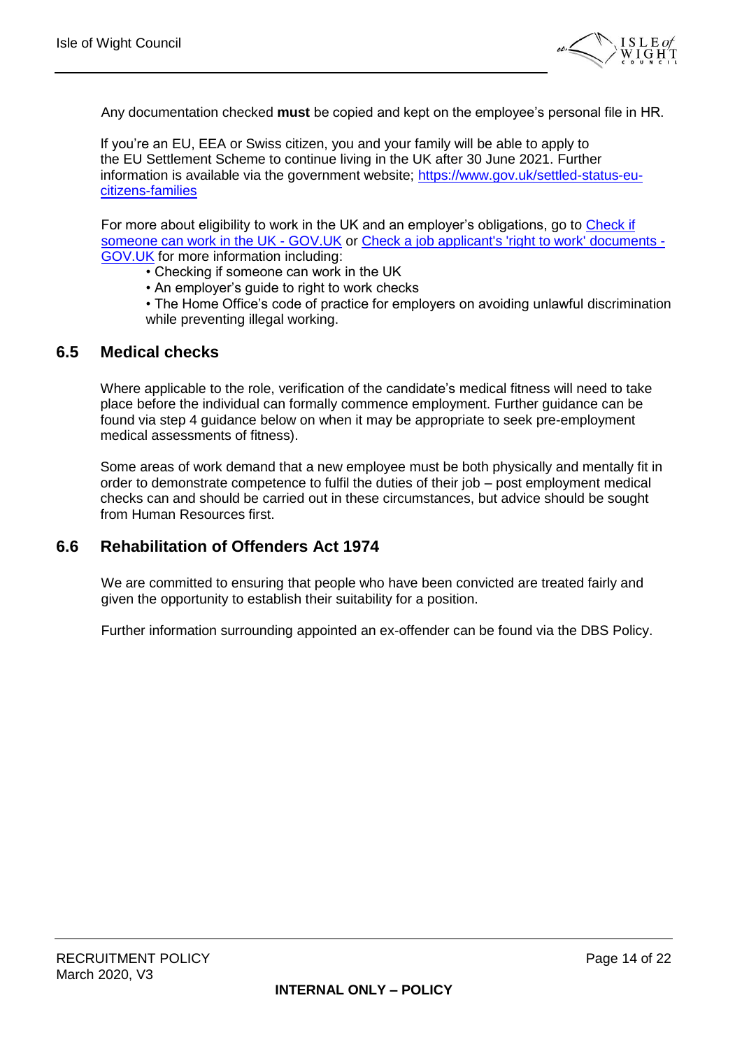Any documentation checked **must** be copied and kept on the employee's personal file in HR.

If you're an EU, EEA or Swiss citizen, you and your family will be able to apply to the EU Settlement Scheme to continue living in the UK after 30 June 2021. Further information is available via the government website; [https://www.gov.uk/settled-status-eu-citizens-families](https://www.gov.uk/settled-status-eu-citizens-families)

For more about eligibility to work in the UK and an employer's obligations, go to [Check if someone can work in the UK - GOV.UK](https://www.gov.uk/check-job-applicant-right-to-work) or [Check a job applicant's 'right to work' documents - GOV.UK](https://www.gov.uk/check-job-applicant-right-to-work) for more information including:

- Checking if someone can work in the UK
- An employer's guide to right to work checks
- The Home Office's code of practice for employers on avoiding unlawful discrimination while preventing illegal working.

## 6.5 Medical checks

Where applicable to the role, verification of the candidate's medical fitness will need to take place before the individual can formally commence employment. Further guidance can be found via step 4 guidance below on when it may be appropriate to seek pre-employment medical assessments of fitness).

Some areas of work demand that a new employee must be both physically and mentally fit in order to demonstrate competence to fulfil the duties of their job – post employment medical checks can and should be carried out in these circumstances, but advice should be sought from Human Resources first.

## 6.6 Rehabilitation of Offenders Act 1974

We are committed to ensuring that people who have been convicted are treated fairly and given the opportunity to establish their suitability for a position.

Further information surrounding appointed an ex-offender can be found via the DBS Policy.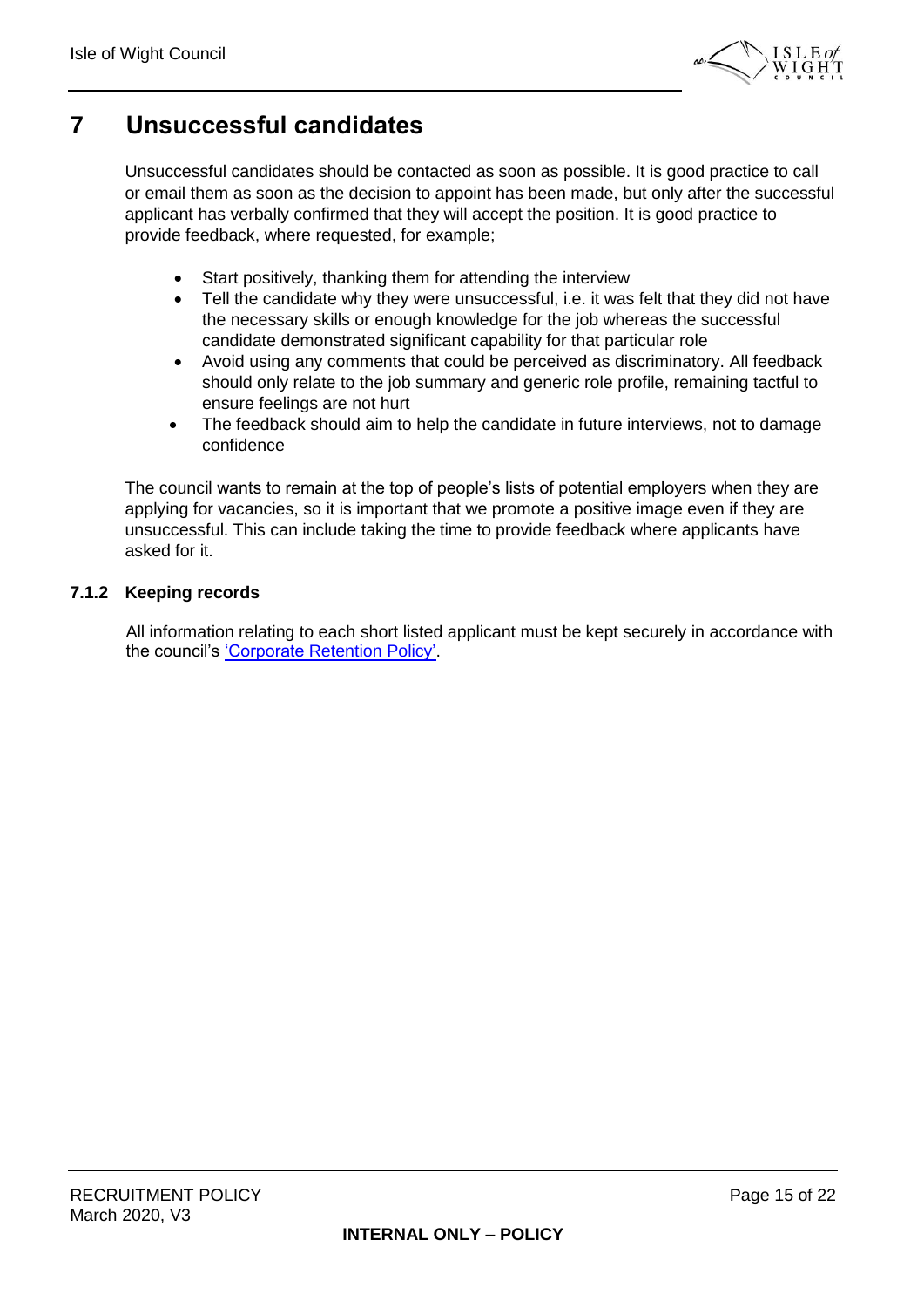# 7 Unsuccessful candidates

Unsuccessful candidates should be contacted as soon as possible. It is good practice to call or email them as soon as the decision to appoint has been made, but only after the successful applicant has verbally confirmed that they will accept the position. It is good practice to provide feedback, where requested, for example;

- Start positively, thanking them for attending the interview
- Tell the candidate why they were unsuccessful, i.e. it was felt that they did not have the necessary skills or enough knowledge for the job whereas the successful candidate demonstrated significant capability for that particular role
- Avoid using any comments that could be perceived as discriminatory. All feedback should only relate to the job summary and generic role profile, remaining tactful to ensure feelings are not hurt
- The feedback should aim to help the candidate in future interviews, not to damage confidence

The council wants to remain at the top of people's lists of potential employers when they are applying for vacancies, so it is important that we promote a positive image even if they are unsuccessful. This can include taking the time to provide feedback where applicants have asked for it.

### 7.1.2 Keeping records

All information relating to each short listed applicant must be kept securely in accordance with the council's 'Corporate Retention Policy'.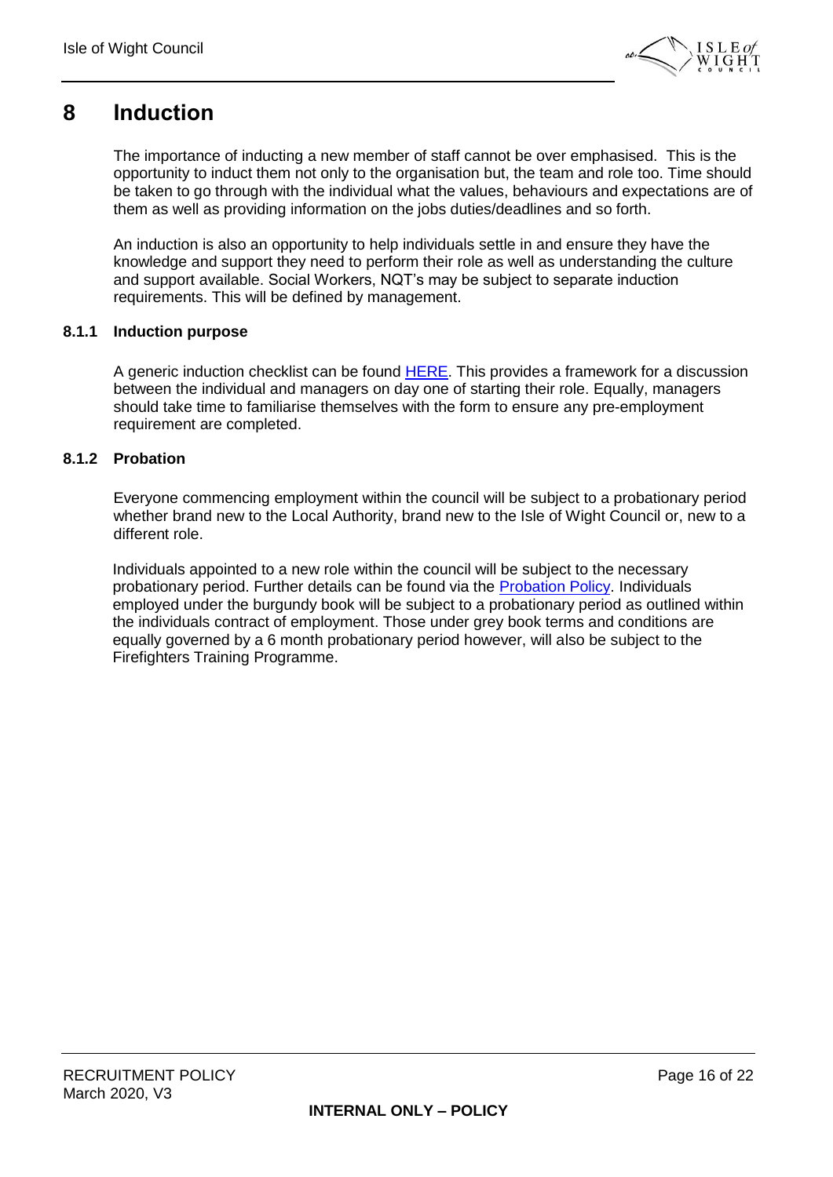# 8 Induction

The importance of inducting a new member of staff cannot be over emphasised. This is the opportunity to induct them not only to the organisation but, the team and role too. Time should be taken to go through with the individual what the values, behaviours and expectations are of them as well as providing information on the jobs duties/deadlines and so forth.

An induction is also an opportunity to help individuals settle in and ensure they have the knowledge and support they need to perform their role as well as understanding the culture and support available. Social Workers, NQT's may be subject to separate induction requirements. This will be defined by management.

### 8.1.1 Induction purpose

A generic induction checklist can be found HERE. This provides a framework for a discussion between the individual and managers on day one of starting their role. Equally, managers should take time to familiarise themselves with the form to ensure any pre-employment requirement are completed.

### 8.1.2 Probation

Everyone commencing employment within the council will be subject to a probationary period whether brand new to the Local Authority, brand new to the Isle of Wight Council or, new to a different role.

Individuals appointed to a new role within the council will be subject to the necessary probationary period. Further details can be found via the Probation Policy. Individuals employed under the burgundy book will be subject to a probationary period as outlined within the individuals contract of employment. Those under grey book terms and conditions are equally governed by a 6 month probationary period however, will also be subject to the Firefighters Training Programme.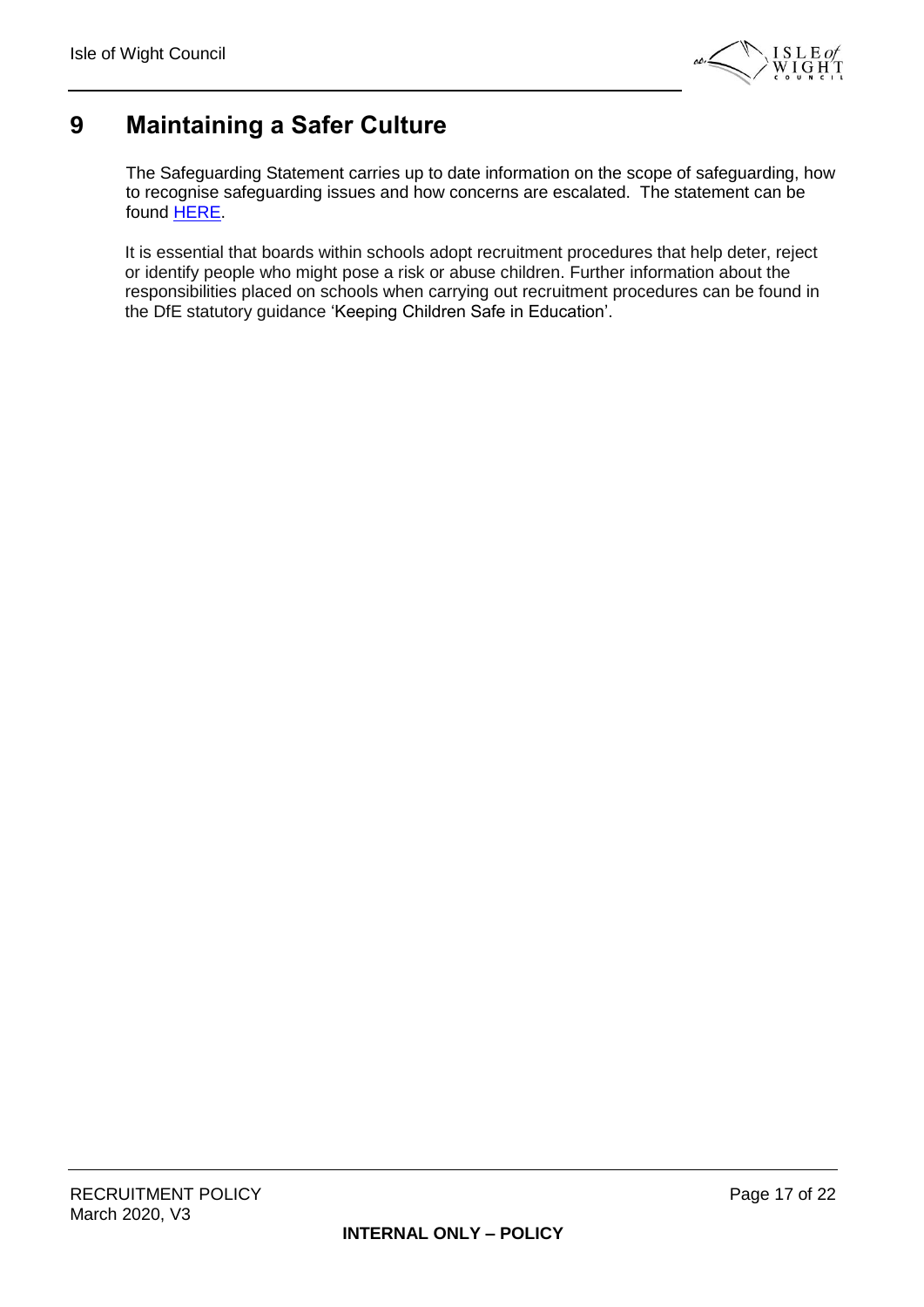# 9 Maintaining a Safer Culture

The Safeguarding Statement carries up to date information on the scope of safeguarding, how to recognise safeguarding issues and how concerns are escalated. The statement can be found HERE.

It is essential that boards within schools adopt recruitment procedures that help deter, reject or identify people who might pose a risk or abuse children. Further information about the responsibilities placed on schools when carrying out recruitment procedures can be found in the DfE statutory guidance 'Keeping Children Safe in Education'.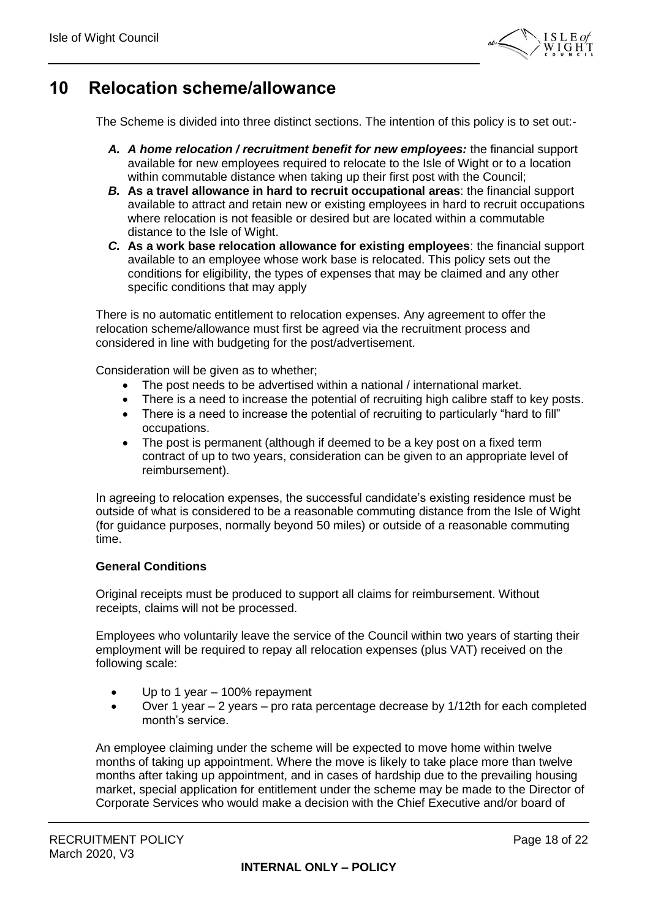# 10 Relocation scheme/allowance

The Scheme is divided into three distinct sections. The intention of this policy is to set out:-

*A.* ***A home relocation / recruitment benefit for new employees:*** the financial support available for new employees required to relocate to the Isle of Wight or to a location within commutable distance when taking up their first post with the Council;

*B.* **As a travel allowance in hard to recruit occupational areas**: the financial support available to attract and retain new or existing employees in hard to recruit occupations where relocation is not feasible or desired but are located within a commutable distance to the Isle of Wight.

*C.* **As a work base relocation allowance for existing employees**: the financial support available to an employee whose work base is relocated. This policy sets out the conditions for eligibility, the types of expenses that may be claimed and any other specific conditions that may apply

There is no automatic entitlement to relocation expenses. Any agreement to offer the relocation scheme/allowance must first be agreed via the recruitment process and considered in line with budgeting for the post/advertisement.

Consideration will be given as to whether;

- The post needs to be advertised within a national / international market.
- There is a need to increase the potential of recruiting high calibre staff to key posts.
- There is a need to increase the potential of recruiting to particularly "hard to fill" occupations.
- The post is permanent (although if deemed to be a key post on a fixed term contract of up to two years, consideration can be given to an appropriate level of reimbursement).

In agreeing to relocation expenses, the successful candidate's existing residence must be outside of what is considered to be a reasonable commuting distance from the Isle of Wight (for guidance purposes, normally beyond 50 miles) or outside of a reasonable commuting time.

**General Conditions**

Original receipts must be produced to support all claims for reimbursement. Without receipts, claims will not be processed.

Employees who voluntarily leave the service of the Council within two years of starting their employment will be required to repay all relocation expenses (plus VAT) received on the following scale:

- Up to 1 year – 100% repayment
- Over 1 year – 2 years – pro rata percentage decrease by 1/12th for each completed month's service.

An employee claiming under the scheme will be expected to move home within twelve months of taking up appointment. Where the move is likely to take place more than twelve months after taking up appointment, and in cases of hardship due to the prevailing housing market, special application for entitlement under the scheme may be made to the Director of Corporate Services who would make a decision with the Chief Executive and/or board of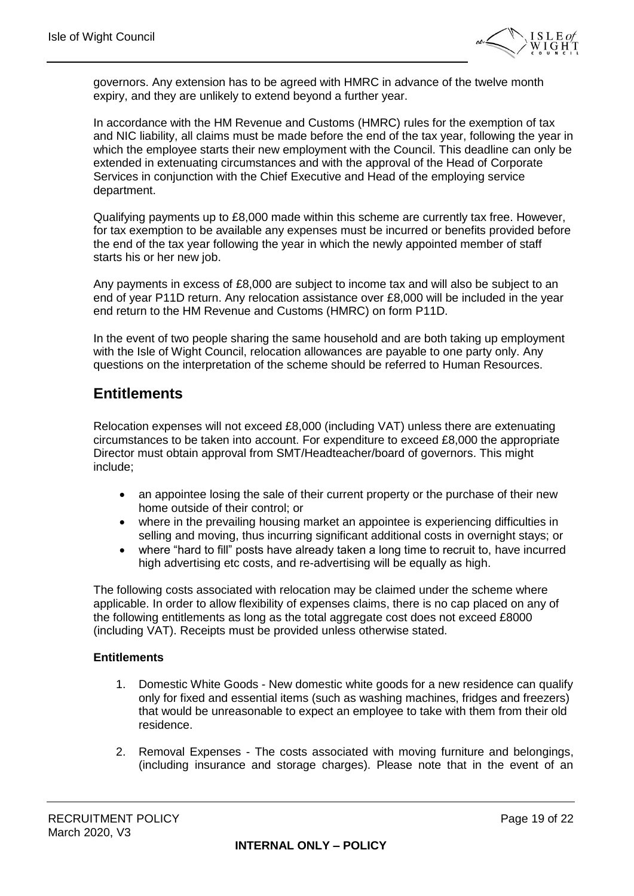governors. Any extension has to be agreed with HMRC in advance of the twelve month expiry, and they are unlikely to extend beyond a further year.

In accordance with the HM Revenue and Customs (HMRC) rules for the exemption of tax and NIC liability, all claims must be made before the end of the tax year, following the year in which the employee starts their new employment with the Council. This deadline can only be extended in extenuating circumstances and with the approval of the Head of Corporate Services in conjunction with the Chief Executive and Head of the employing service department.

Qualifying payments up to £8,000 made within this scheme are currently tax free. However, for tax exemption to be available any expenses must be incurred or benefits provided before the end of the tax year following the year in which the newly appointed member of staff starts his or her new job.

Any payments in excess of £8,000 are subject to income tax and will also be subject to an end of year P11D return. Any relocation assistance over £8,000 will be included in the year end return to the HM Revenue and Customs (HMRC) on form P11D.

In the event of two people sharing the same household and are both taking up employment with the Isle of Wight Council, relocation allowances are payable to one party only. Any questions on the interpretation of the scheme should be referred to Human Resources.

## Entitlements

Relocation expenses will not exceed £8,000 (including VAT) unless there are extenuating circumstances to be taken into account. For expenditure to exceed £8,000 the appropriate Director must obtain approval from SMT/Headteacher/board of governors. This might include;

- an appointee losing the sale of their current property or the purchase of their new home outside of their control; or
- where in the prevailing housing market an appointee is experiencing difficulties in selling and moving, thus incurring significant additional costs in overnight stays; or
- where "hard to fill" posts have already taken a long time to recruit to, have incurred high advertising etc costs, and re-advertising will be equally as high.

The following costs associated with relocation may be claimed under the scheme where applicable. In order to allow flexibility of expenses claims, there is no cap placed on any of the following entitlements as long as the total aggregate cost does not exceed £8000 (including VAT). Receipts must be provided unless otherwise stated.

### Entitlements

1. Domestic White Goods - New domestic white goods for a new residence can qualify only for fixed and essential items (such as washing machines, fridges and freezers) that would be unreasonable to expect an employee to take with them from their old residence.

2. Removal Expenses - The costs associated with moving furniture and belongings, (including insurance and storage charges). Please note that in the event of an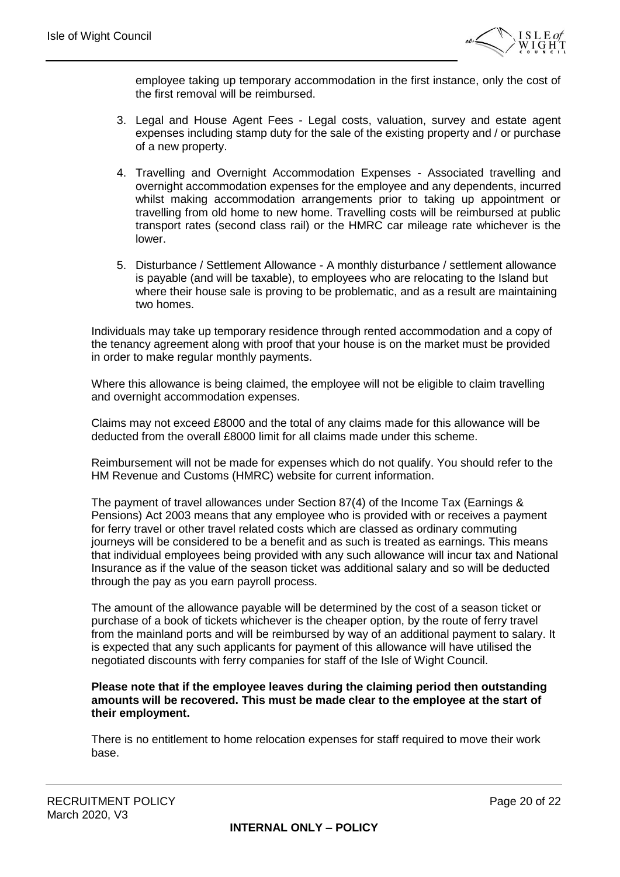employee taking up temporary accommodation in the first instance, only the cost of the first removal will be reimbursed.

3. Legal and House Agent Fees - Legal costs, valuation, survey and estate agent expenses including stamp duty for the sale of the existing property and / or purchase of a new property.

4. Travelling and Overnight Accommodation Expenses - Associated travelling and overnight accommodation expenses for the employee and any dependents, incurred whilst making accommodation arrangements prior to taking up appointment or travelling from old home to new home. Travelling costs will be reimbursed at public transport rates (second class rail) or the HMRC car mileage rate whichever is the lower.

5. Disturbance / Settlement Allowance - A monthly disturbance / settlement allowance is payable (and will be taxable), to employees who are relocating to the Island but where their house sale is proving to be problematic, and as a result are maintaining two homes.

Individuals may take up temporary residence through rented accommodation and a copy of the tenancy agreement along with proof that your house is on the market must be provided in order to make regular monthly payments.

Where this allowance is being claimed, the employee will not be eligible to claim travelling and overnight accommodation expenses.

Claims may not exceed £8000 and the total of any claims made for this allowance will be deducted from the overall £8000 limit for all claims made under this scheme.

Reimbursement will not be made for expenses which do not qualify. You should refer to the HM Revenue and Customs (HMRC) website for current information.

The payment of travel allowances under Section 87(4) of the Income Tax (Earnings & Pensions) Act 2003 means that any employee who is provided with or receives a payment for ferry travel or other travel related costs which are classed as ordinary commuting journeys will be considered to be a benefit and as such is treated as earnings. This means that individual employees being provided with any such allowance will incur tax and National Insurance as if the value of the season ticket was additional salary and so will be deducted through the pay as you earn payroll process.

The amount of the allowance payable will be determined by the cost of a season ticket or purchase of a book of tickets whichever is the cheaper option, by the route of ferry travel from the mainland ports and will be reimbursed by way of an additional payment to salary. It is expected that any such applicants for payment of this allowance will have utilised the negotiated discounts with ferry companies for staff of the Isle of Wight Council.

**Please note that if the employee leaves during the claiming period then outstanding amounts will be recovered. This must be made clear to the employee at the start of their employment.**

There is no entitlement to home relocation expenses for staff required to move their work base.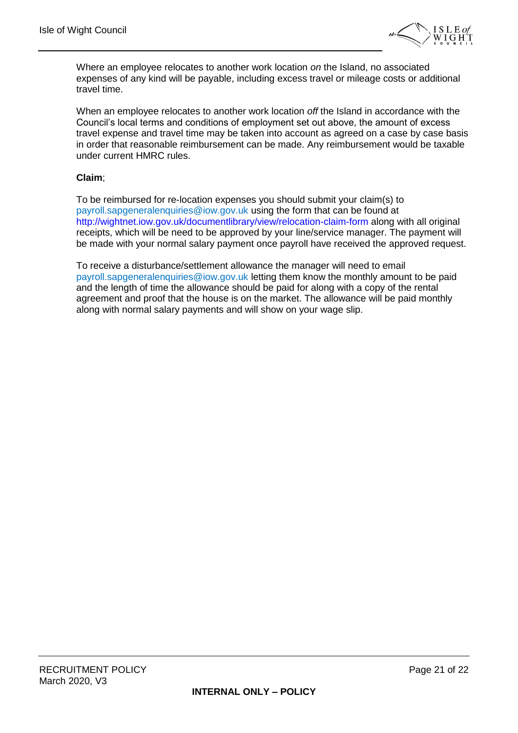Where an employee relocates to another work location *on* the Island, no associated expenses of any kind will be payable, including excess travel or mileage costs or additional travel time.

When an employee relocates to another work location *off* the Island in accordance with the Council's local terms and conditions of employment set out above, the amount of excess travel expense and travel time may be taken into account as agreed on a case by case basis in order that reasonable reimbursement can be made. Any reimbursement would be taxable under current HMRC rules.

**Claim**;

To be reimbursed for re-location expenses you should submit your claim(s) to payroll.sapgeneralenquiries@iow.gov.uk using the form that can be found at http://wightnet.iow.gov.uk/documentlibrary/view/relocation-claim-form along with all original receipts, which will be need to be approved by your line/service manager. The payment will be made with your normal salary payment once payroll have received the approved request.

To receive a disturbance/settlement allowance the manager will need to email payroll.sapgeneralenquiries@iow.gov.uk letting them know the monthly amount to be paid and the length of time the allowance should be paid for along with a copy of the rental agreement and proof that the house is on the market. The allowance will be paid monthly along with normal salary payments and will show on your wage slip.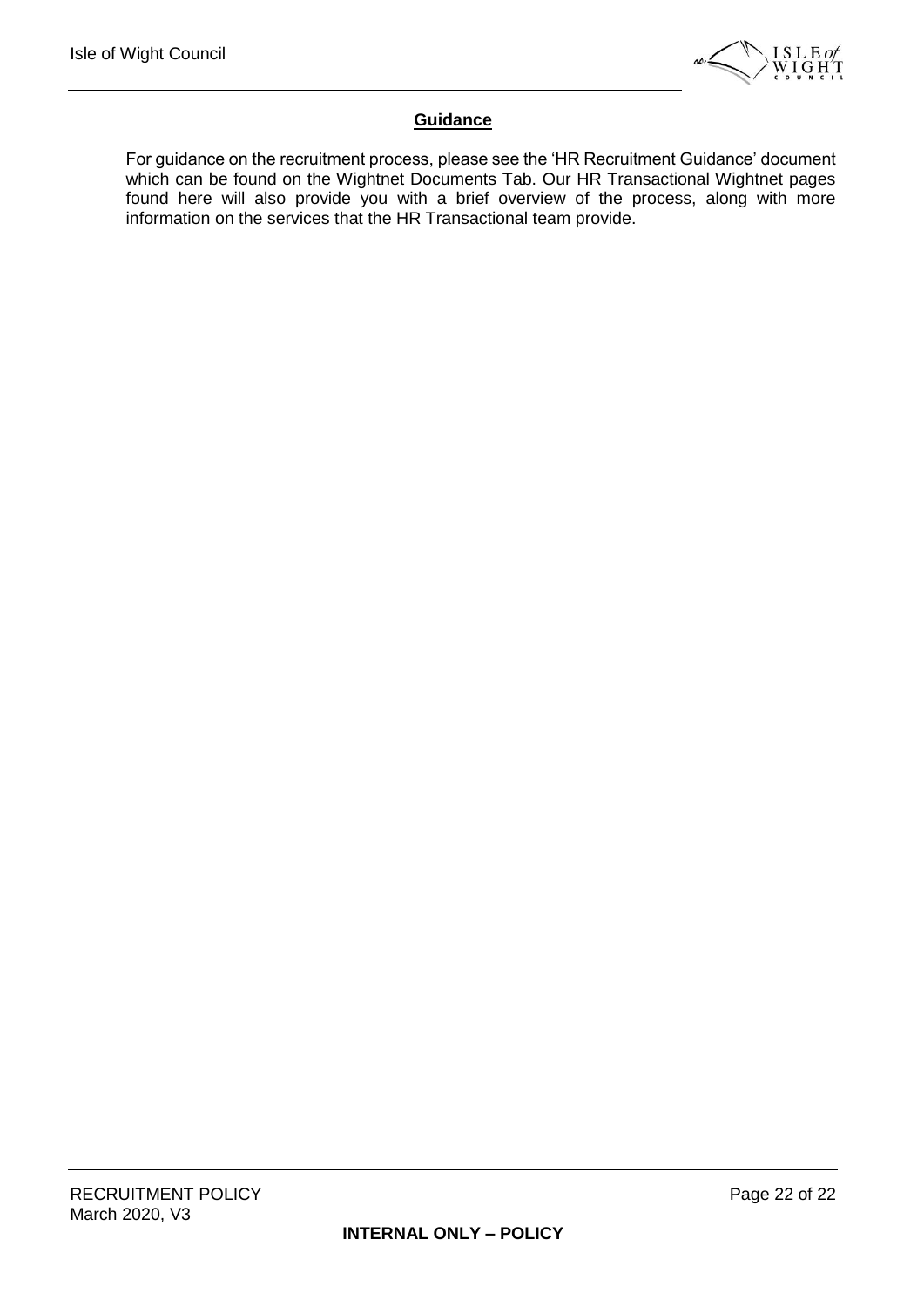## Guidance

For guidance on the recruitment process, please see the 'HR Recruitment Guidance' document which can be found on the Wightnet Documents Tab. Our HR Transactional Wightnet pages found here will also provide you with a brief overview of the process, along with more information on the services that the HR Transactional team provide.